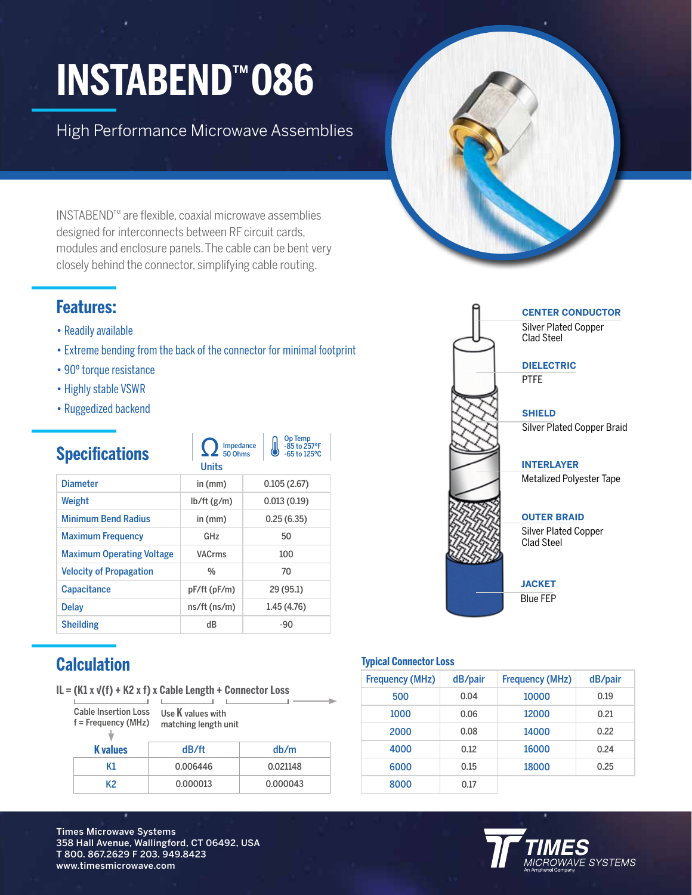# INSTABEND™ 086

High Performance Microwave Assemblies

INSTABEND™ are flexible, coaxial microwave assemblies designed for interconnects between RF circuit cards, modules and enclosure panels. The cable can be bent very closely behind the connector, simplifying cable routing.

## Features:

- Readily available
- Extreme bending from the back of the connector for minimal footprint
- 90º torque resistance
- Highly stable VSWR
- Ruggedized backend

**CENTER CONDUCTOR**
Silver Plated Copper Clad Steel

**DIELECTRIC**
PTFE

**SHIELD**
Silver Plated Copper Braid

**INTERLAYER**
Metalized Polyester Tape

**OUTER BRAID**
Silver Plated Copper Clad Steel

**JACKET**
Blue FEP

## Specifications

Impedance 50 Ohms | Op Temp -85 to 257°F, -65 to 125°C

| | Units | |
|---|---|---|
| Diameter | in (mm) | 0.105 (2.67) |
| Weight | lb/ft (g/m) | 0.013 (0.19) |
| Minimum Bend Radius | in (mm) | 0.25 (6.35) |
| Maximum Frequency | GHz | 50 |
| Maximum Operating Voltage | VACrms | 100 |
| Velocity of Propagation | % | 70 |
| Capacitance | pF/ft (pF/m) | 29 (95.1) |
| Delay | ns/ft (ns/m) | 1.45 (4.76) |
| Sheilding | dB | -90 |

## Calculation

$$IL = (K1 \times \sqrt{f} + K2 \times f) \times \text{Cable Length} + \text{Connector Loss}$$

Cable Insertion Loss
f = Frequency (MHz)

Use K values with matching length unit

| K values | dB/ft | db/m |
|---|---|---|
| K1 | 0.006446 | 0.021148 |
| K2 | 0.000013 | 0.000043 |

### Typical Connector Loss

| Frequency (MHz) | dB/pair | Frequency (MHz) | dB/pair |
|---|---|---|---|
| 500 | 0.04 | 10000 | 0.19 |
| 1000 | 0.06 | 12000 | 0.21 |
| 2000 | 0.08 | 14000 | 0.22 |
| 4000 | 0.12 | 16000 | 0.24 |
| 6000 | 0.15 | 18000 | 0.25 |
| 8000 | 0.17 | | |

Times Microwave Systems
358 Hall Avenue, Wallingford, CT 06492, USA
T 800. 867.2629 F 203. 949.8423
www.timesmicrowave.com

TIMES MICROWAVE SYSTEMS
An Amphenol Company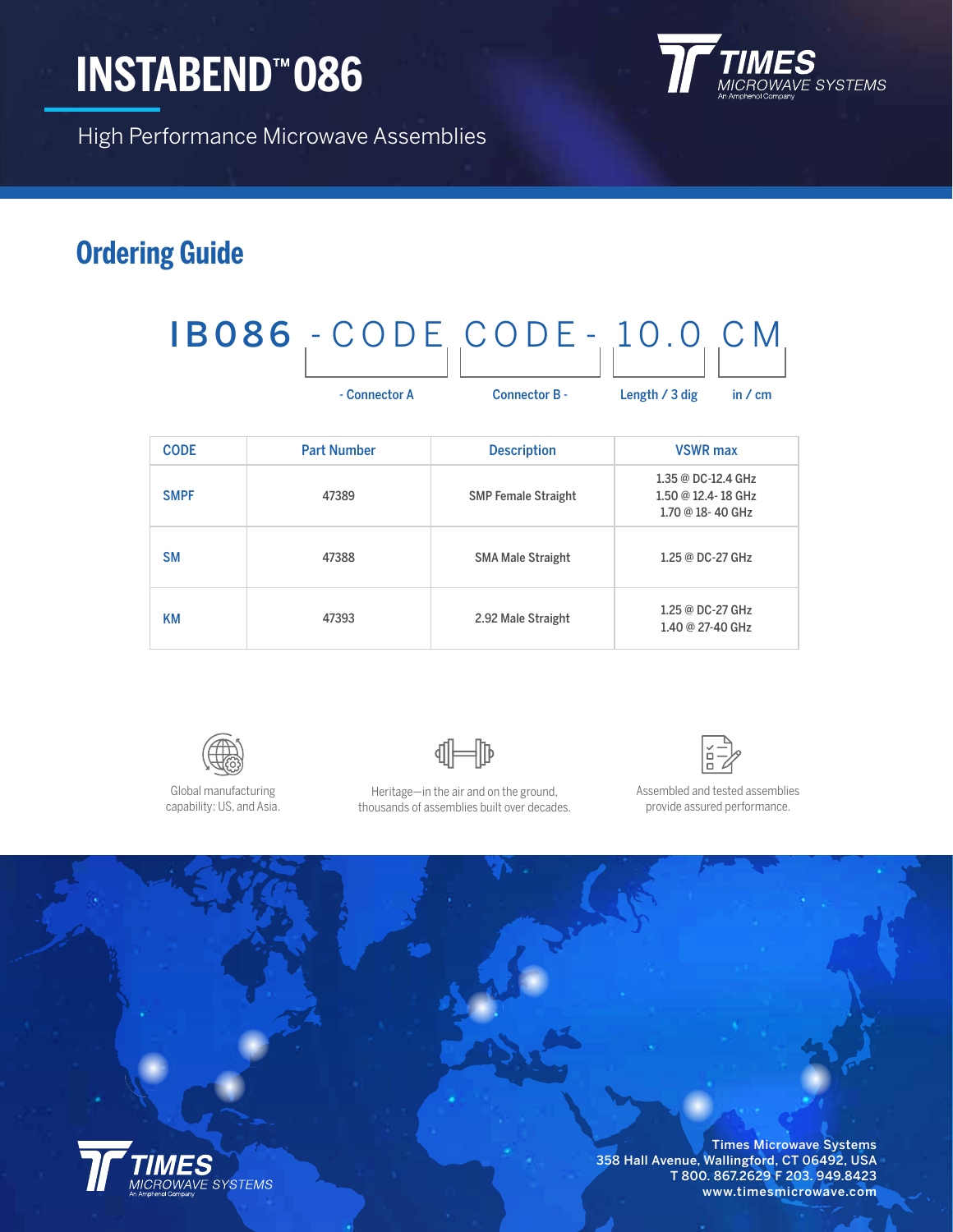# INSTABEND™ 086

High Performance Microwave Assemblies

## Ordering Guide

IB086 -CODE CODE- 10.0 CM

- Connector A
- Connector B -
- Length / 3 dig
- in / cm

| CODE | Part Number | Description | VSWR max |
|---|---|---|---|
| SMPF | 47389 | SMP Female Straight | 1.35 @ DC-12.4 GHz<br>1.50 @ 12.4- 18 GHz<br>1.70 @ 18- 40 GHz |
| SM | 47388 | SMA Male Straight | 1.25 @ DC-27 GHz |
| KM | 47393 | 2.92 Male Straight | 1.25 @ DC-27 GHz<br>1.40 @ 27-40 GHz |

Global manufacturing capability: US, and Asia.

Heritage—in the air and on the ground, thousands of assemblies built over decades.

Assembled and tested assemblies provide assured performance.

Times Microwave Systems
358 Hall Avenue, Wallingford, CT 06492, USA
T 800. 867.2629 F 203. 949.8423
www.timesmicrowave.com